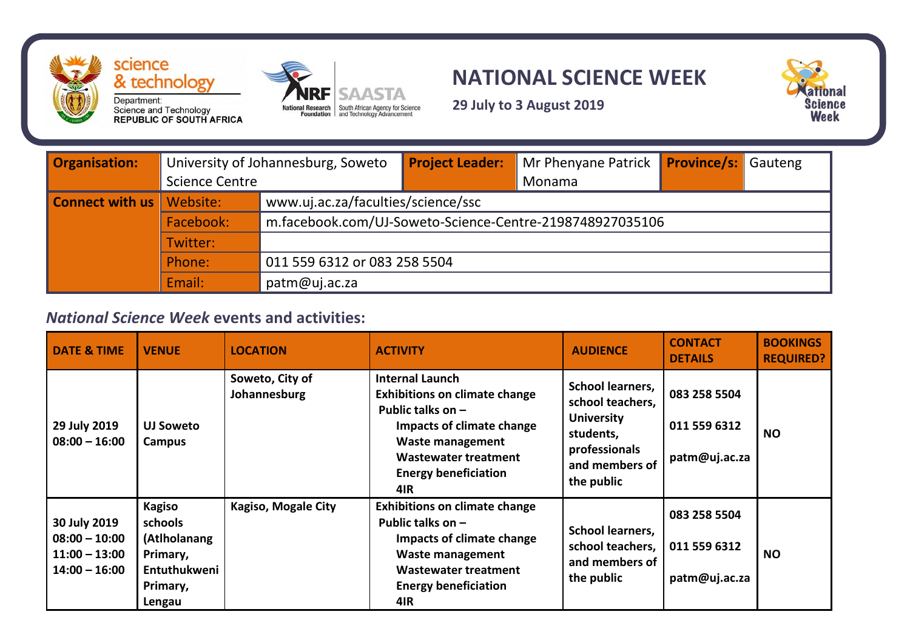Department: Science and Technology
REPUBLIC OF SOUTH AFRICA

NRF SAASTA
National Research Foundation | South African Agency for Science and Technology Advancement

# NATIONAL SCIENCE WEEK

**29 July to 3 August 2019**

| **Organisation:** | University of Johannesburg, Soweto Science Centre | **Project Leader:** | Mr Phenyane Patrick Monama | **Province/s:** | Gauteng |
|---|---|---|---|---|---|
| **Connect with us** | Website: | www.uj.ac.za/faculties/science/ssc | | | |
| | Facebook: | m.facebook.com/UJ-Soweto-Science-Centre-219874892703510​6 | | | |
| | Twitter: | | | | |
| | Phone: | 011 559 6312 or 083 258 5504 | | | |
| | Email: | patm@uj.ac.za | | | |

## *National Science Week* events and activities:

| DATE & TIME | VENUE | LOCATION | ACTIVITY | AUDIENCE | CONTACT DETAILS | BOOKINGS REQUIRED? |
|---|---|---|---|---|---|---|
| **29 July 2019 08:00 – 16:00** | **UJ Soweto Campus** | **Soweto, City of Johannesburg** | **Internal Launch**<br>**Exhibitions on climate change**<br>**Public talks on –**<br>**Impacts of climate change**<br>**Waste management**<br>**Wastewater treatment**<br>**Energy beneficiation**<br>**4IR** | **School learners, school teachers, University students, professionals and members of the public** | **083 258 5504**<br>**011 559 6312**<br>**patm@uj.ac.za** | **NO** |
| **30 July 2019 08:00 – 10:00 11:00 – 13:00 14:00 – 16:00** | **Kagiso schools (Atlholanang Primary, Entuthukweni Primary, Lengau** | **Kagiso, Mogale City** | **Exhibitions on climate change**<br>**Public talks on –**<br>**Impacts of climate change**<br>**Waste management**<br>**Wastewater treatment**<br>**Energy beneficiation**<br>**4IR** | **School learners, school teachers, and members of the public** | **083 258 5504**<br>**011 559 6312**<br>**patm@uj.ac.za** | **NO** |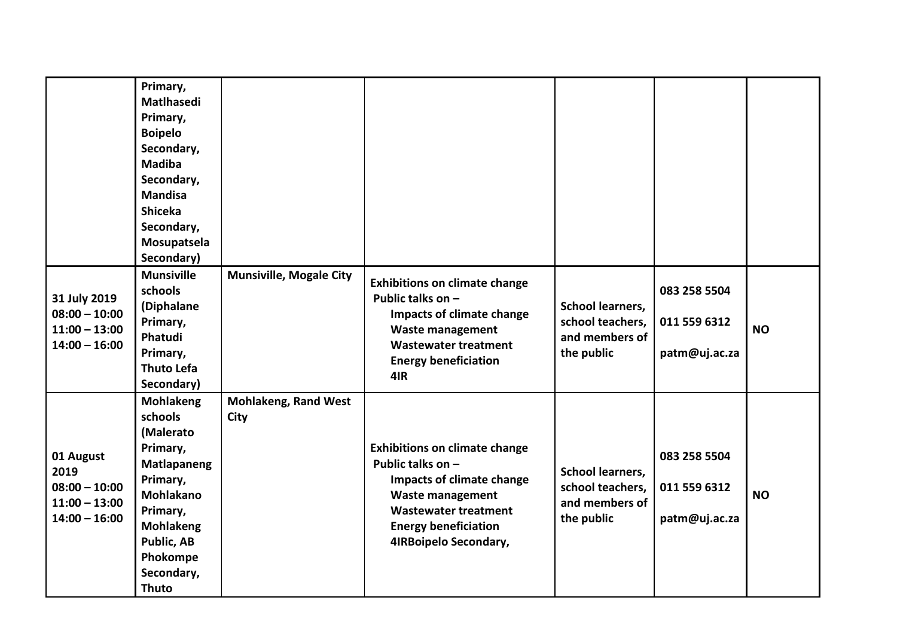| | | | | | | |
|---|---|---|---|---|---|---|
| | Primary, Matlhasedi Primary, Boipelo Secondary, Madiba Secondary, Mandisa Shiceka Secondary, Mosupatsela Secondary) | | | | | |
| 31 July 2019 08:00 – 10:00 11:00 – 13:00 14:00 – 16:00 | Munsiville schools (Diphalane Primary, Phatudi Primary, Thuto Lefa Secondary) | Munsiville, Mogale City | Exhibitions on climate change<br>Public talks on –<br>Impacts of climate change<br>Waste management<br>Wastewater treatment<br>Energy beneficiation<br>4IR | School learners, school teachers, and members of the public | 083 258 5504<br>011 559 6312<br>patm@uj.ac.za | NO |
| 01 August 2019 08:00 – 10:00 11:00 – 13:00 14:00 – 16:00 | Mohlakeng schools (Malerato Primary, Matlapaneng Primary, Mohlakano Primary, Mohlakeng Public, AB Phokompe Secondary, Thuto | Mohlakeng, Rand West City | Exhibitions on climate change<br>Public talks on –<br>Impacts of climate change<br>Waste management<br>Wastewater treatment<br>Energy beneficiation<br>4IRBoipelo Secondary, | School learners, school teachers, and members of the public | 083 258 5504<br>011 559 6312<br>patm@uj.ac.za | NO |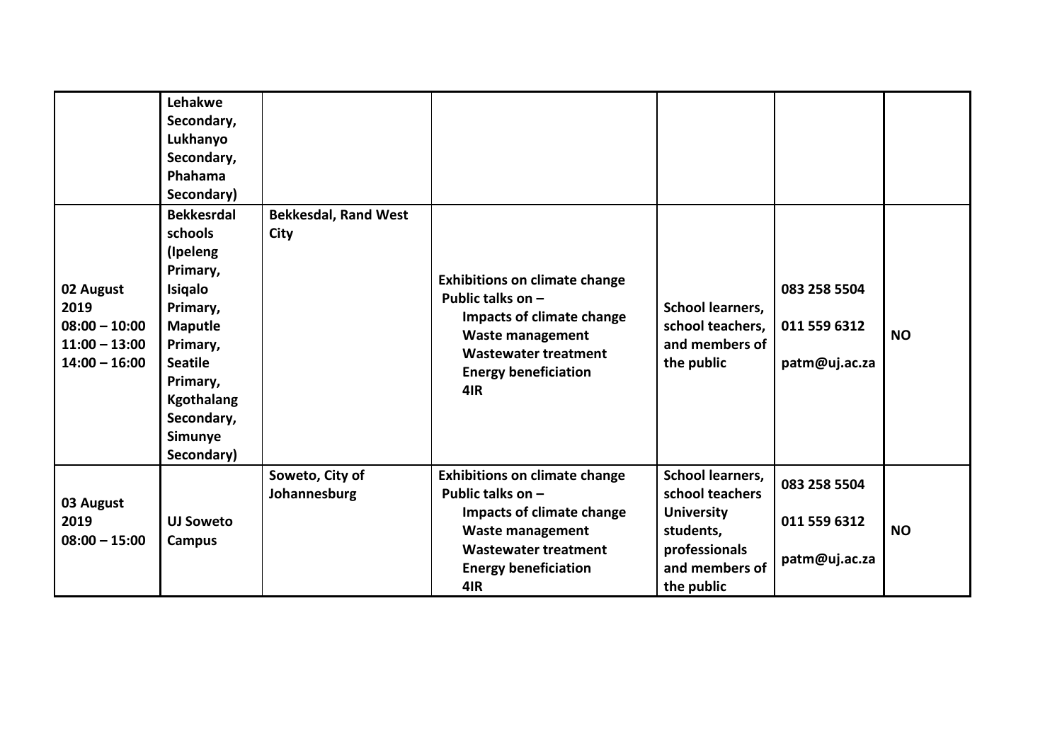| | | | | | | |
|---|---|---|---|---|---|---|
| | Lehakwe Secondary, Lukhanyo Secondary, Phahama Secondary) | | | | | |
| 02 August 2019<br>08:00 – 10:00<br>11:00 – 13:00<br>14:00 – 16:00 | Bekkesrdal schools (Ipeleng Primary, Isiqalo Primary, Maputle Primary, Seatile Primary, Kgothalang Secondary, Simunye Secondary) | Bekkesdal, Rand West City | Exhibitions on climate change<br>Public talks on –<br>Impacts of climate change<br>Waste management<br>Wastewater treatment<br>Energy beneficiation<br>4IR | School learners, school teachers, and members of the public | 083 258 5504<br>011 559 6312<br>patm@uj.ac.za | NO |
| 03 August 2019<br>08:00 – 15:00 | UJ Soweto Campus | Soweto, City of Johannesburg | Exhibitions on climate change<br>Public talks on –<br>Impacts of climate change<br>Waste management<br>Wastewater treatment<br>Energy beneficiation<br>4IR | School learners, school teachers University students, professionals and members of the public | 083 258 5504<br>011 559 6312<br>patm@uj.ac.za | NO |